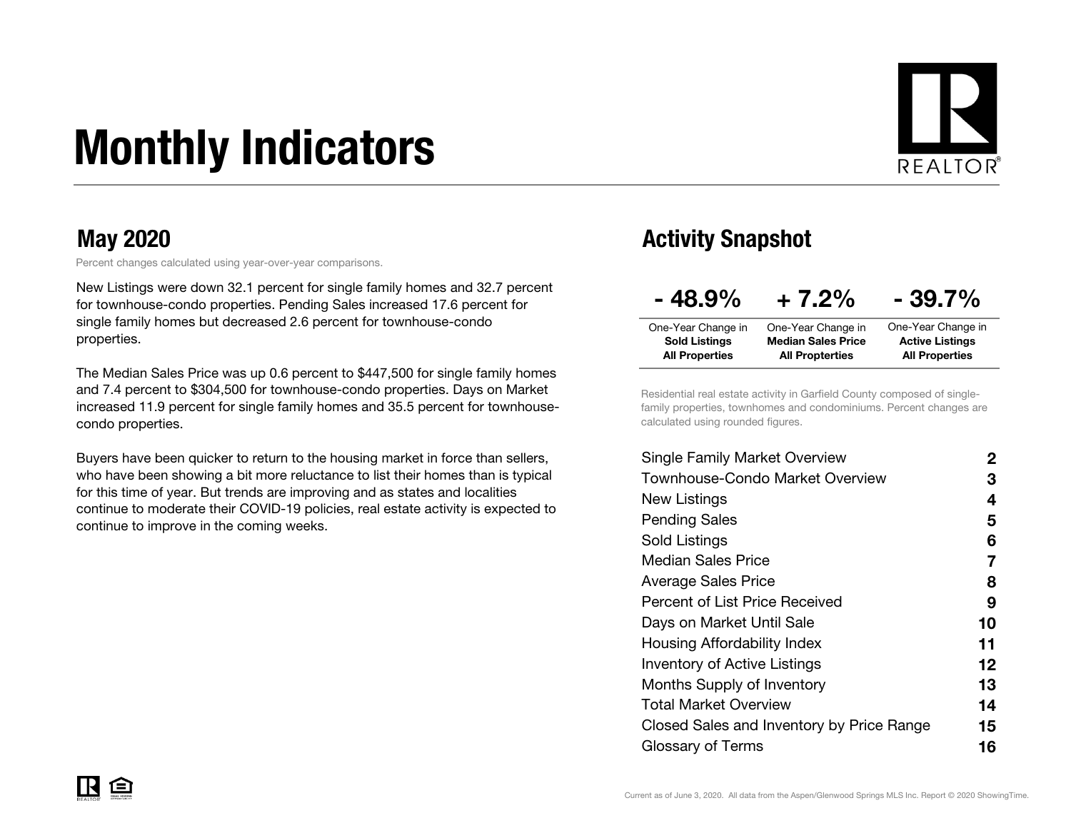# Monthly Indicators

REALTOR®

## May 2020

Percent changes calculated using year-over-year comparisons.

New Listings were down 32.1 percent for single family homes and 32.7 percent for townhouse-condo properties. Pending Sales increased 17.6 percent for single family homes but decreased 2.6 percent for townhouse-condo properties.

The Median Sales Price was up 0.6 percent to $447,500 for single family homes and 7.4 percent to $304,500 for townhouse-condo properties. Days on Market increased 11.9 percent for single family homes and 35.5 percent for townhouse-condo properties.

Buyers have been quicker to return to the housing market in force than sellers, who have been showing a bit more reluctance to list their homes than is typical for this time of year. But trends are improving and as states and localities continue to moderate their COVID-19 policies, real estate activity is expected to continue to improve in the coming weeks.

## Activity Snapshot

| - 48.9% | + 7.2% | - 39.7% |
| --- | --- | --- |
| One-Year Change in **Sold Listings All Properties** | One-Year Change in **Median Sales Price All Propterties** | One-Year Change in **Active Listings All Properties** |

Residential real estate activity in Garfield County composed of single-family properties, townhomes and condominiums. Percent changes are calculated using rounded figures.

| | |
| --- | --- |
| Single Family Market Overview | 2 |
| Townhouse-Condo Market Overview | 3 |
| New Listings | 4 |
| Pending Sales | 5 |
| Sold Listings | 6 |
| Median Sales Price | 7 |
| Average Sales Price | 8 |
| Percent of List Price Received | 9 |
| Days on Market Until Sale | 10 |
| Housing Affordability Index | 11 |
| Inventory of Active Listings | 12 |
| Months Supply of Inventory | 13 |
| Total Market Overview | 14 |
| Closed Sales and Inventory by Price Range | 15 |
| Glossary of Terms | 16 |

Current as of June 3, 2020. All data from the Aspen/Glenwood Springs MLS Inc. Report © 2020 ShowingTime.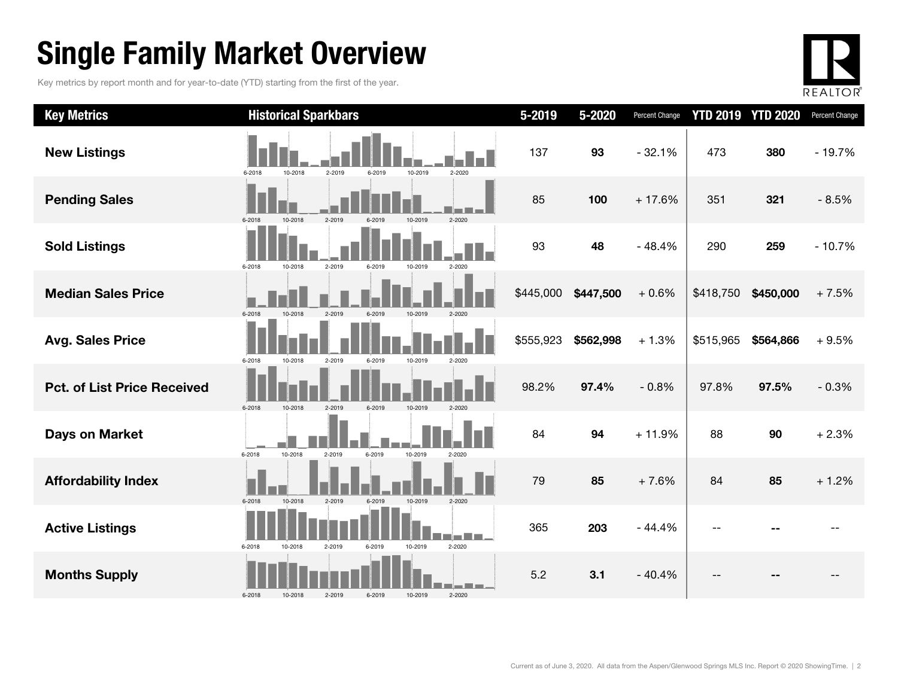# Single Family Market Overview

Key metrics by report month and for year-to-date (YTD) starting from the first of the year.

| Key Metrics | Historical Sparkbars | 5-2019 | 5-2020 | Percent Change | YTD 2019 | YTD 2020 | Percent Change |
|---|---|---|---|---|---|---|---|
| **New Listings** | 6-2018 10-2018 2-2019 6-2019 10-2019 2-2020 | 137 | **93** | - 32.1% | 473 | **380** | - 19.7% |
| **Pending Sales** | 6-2018 10-2018 2-2019 6-2019 10-2019 2-2020 | 85 | **100** | + 17.6% | 351 | **321** | - 8.5% |
| **Sold Listings** | 6-2018 10-2018 2-2019 6-2019 10-2019 2-2020 | 93 | **48** | - 48.4% | 290 | **259** | - 10.7% |
| **Median Sales Price** | 6-2018 10-2018 2-2019 6-2019 10-2019 2-2020 | $445,000 | **$447,500** | + 0.6% | $418,750 | **$450,000** | + 7.5% |
| **Avg. Sales Price** | 6-2018 10-2018 2-2019 6-2019 10-2019 2-2020 | $555,923 | **$562,998** | + 1.3% | $515,965 | **$564,866** | + 9.5% |
| **Pct. of List Price Received** | 6-2018 10-2018 2-2019 6-2019 10-2019 2-2020 | 98.2% | **97.4%** | - 0.8% | 97.8% | **97.5%** | - 0.3% |
| **Days on Market** | 6-2018 10-2018 2-2019 6-2019 10-2019 2-2020 | 84 | **94** | + 11.9% | 88 | **90** | + 2.3% |
| **Affordability Index** | 6-2018 10-2018 2-2019 6-2019 10-2019 2-2020 | 79 | **85** | + 7.6% | 84 | **85** | + 1.2% |
| **Active Listings** | 6-2018 10-2018 2-2019 6-2019 10-2019 2-2020 | 365 | **203** | - 44.4% | -- | **--** | -- |
| **Months Supply** | 6-2018 10-2018 2-2019 6-2019 10-2019 2-2020 | 5.2 | **3.1** | - 40.4% | -- | **--** | -- |

Current as of June 3, 2020. All data from the Aspen/Glenwood Springs MLS Inc. Report © 2020 ShowingTime.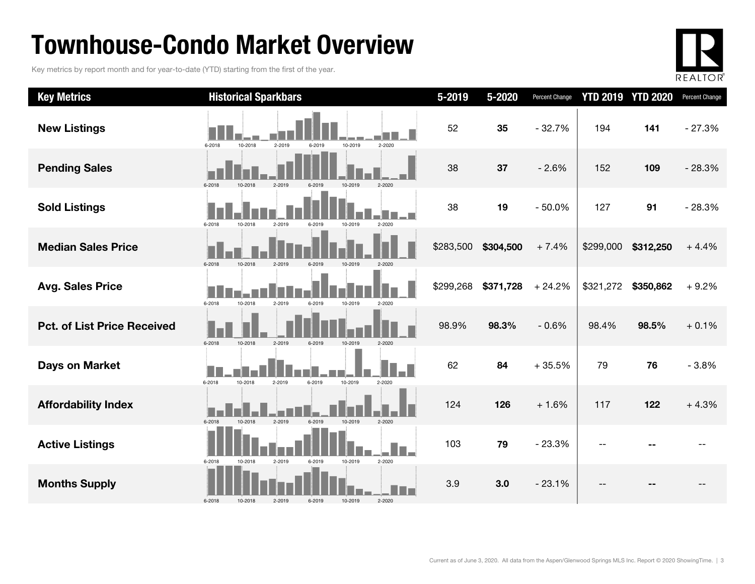# Townhouse-Condo Market Overview

Key metrics by report month and for year-to-date (YTD) starting from the first of the year.

| Key Metrics | Historical Sparkbars | 5-2019 | 5-2020 | Percent Change | YTD 2019 | YTD 2020 | Percent Change |
|---|---|---|---|---|---|---|---|
| **New Listings** | 6-2018 10-2018 2-2019 6-2019 10-2019 2-2020 | 52 | **35** | - 32.7% | 194 | **141** | - 27.3% |
| **Pending Sales** | 6-2018 10-2018 2-2019 6-2019 10-2019 2-2020 | 38 | **37** | - 2.6% | 152 | **109** | - 28.3% |
| **Sold Listings** | 6-2018 10-2018 2-2019 6-2019 10-2019 2-2020 | 38 | **19** | - 50.0% | 127 | **91** | - 28.3% |
| **Median Sales Price** | 6-2018 10-2018 2-2019 6-2019 10-2019 2-2020 | $283,500 | **$304,500** | + 7.4% | $299,000 | **$312,250** | + 4.4% |
| **Avg. Sales Price** | 6-2018 10-2018 2-2019 6-2019 10-2019 2-2020 | $299,268 | **$371,728** | + 24.2% | $321,272 | **$350,862** | + 9.2% |
| **Pct. of List Price Received** | 6-2018 10-2018 2-2019 6-2019 10-2019 2-2020 | 98.9% | **98.3%** | - 0.6% | 98.4% | **98.5%** | + 0.1% |
| **Days on Market** | 6-2018 10-2018 2-2019 6-2019 10-2019 2-2020 | 62 | **84** | + 35.5% | 79 | **76** | - 3.8% |
| **Affordability Index** | 6-2018 10-2018 2-2019 6-2019 10-2019 2-2020 | 124 | **126** | + 1.6% | 117 | **122** | + 4.3% |
| **Active Listings** | 6-2018 10-2018 2-2019 6-2019 10-2019 2-2020 | 103 | **79** | - 23.3% | -- | **--** | -- |
| **Months Supply** | 6-2018 10-2018 2-2019 6-2019 10-2019 2-2020 | 3.9 | **3.0** | - 23.1% | -- | **--** | -- |

Current as of June 3, 2020. All data from the Aspen/Glenwood Springs MLS Inc. Report © 2020 ShowingTime.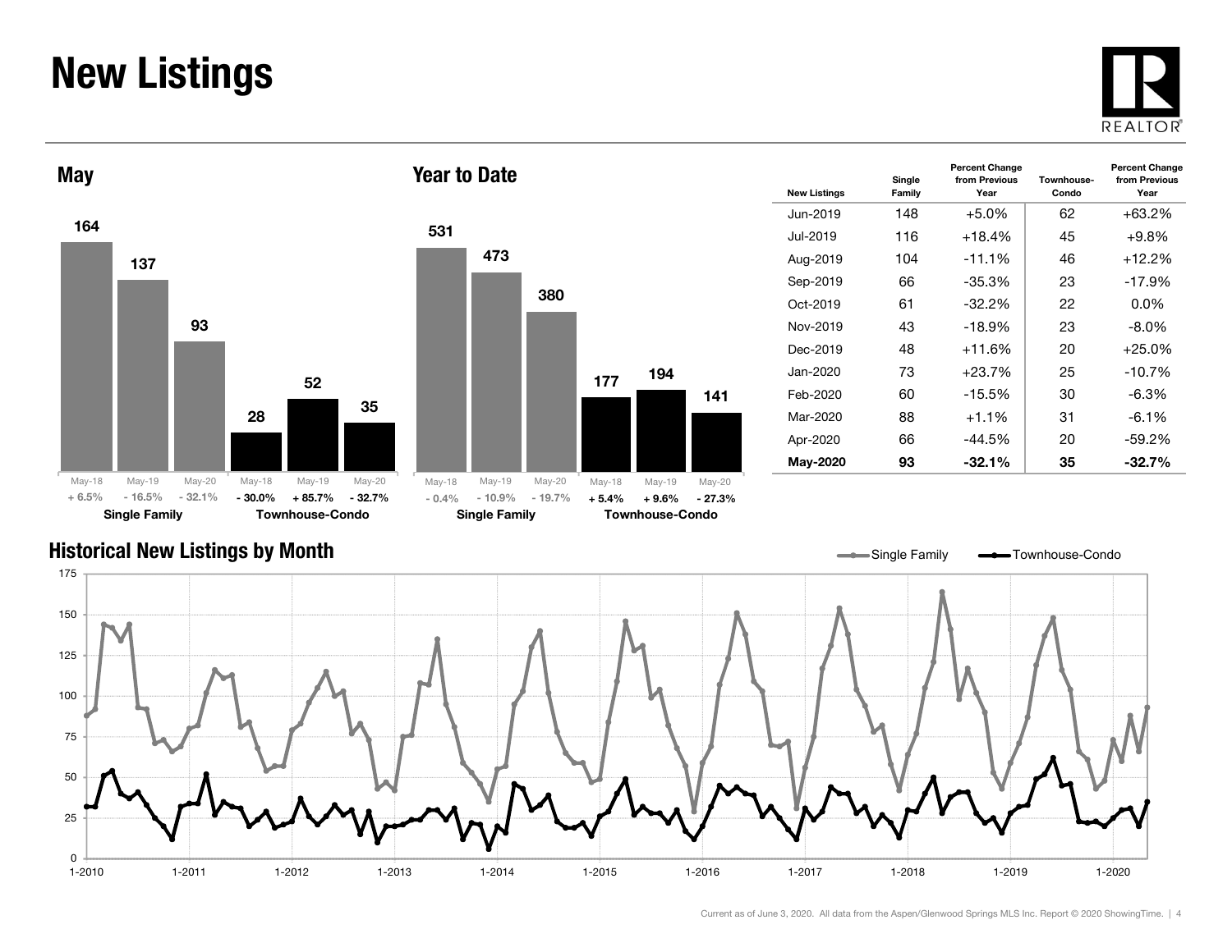# New Listings

## May

| | May-18 | May-19 | May-20 |
|---|---|---|---|
| Single Family | 164 | 137 | 93 |
| | + 6.5% | - 16.5% | - 32.1% |
| Townhouse-Condo | 28 | 52 | 35 |
| | - 30.0% | + 85.7% | - 32.7% |

## Year to Date

| | May-18 | May-19 | May-20 |
|---|---|---|---|
| Single Family | 531 | 473 | 380 |
| | - 0.4% | - 10.9% | - 19.7% |
| Townhouse-Condo | 177 | 194 | 141 |
| | + 5.4% | + 9.6% | - 27.3% |

| New Listings | Single Family | Percent Change from Previous Year | Townhouse-Condo | Percent Change from Previous Year |
|---|---|---|---|---|
| Jun-2019 | 148 | +5.0% | 62 | +63.2% |
| Jul-2019 | 116 | +18.4% | 45 | +9.8% |
| Aug-2019 | 104 | -11.1% | 46 | +12.2% |
| Sep-2019 | 66 | -35.3% | 23 | -17.9% |
| Oct-2019 | 61 | -32.2% | 22 | 0.0% |
| Nov-2019 | 43 | -18.9% | 23 | -8.0% |
| Dec-2019 | 48 | +11.6% | 20 | +25.0% |
| Jan-2020 | 73 | +23.7% | 25 | -10.7% |
| Feb-2020 | 60 | -15.5% | 30 | -6.3% |
| Mar-2020 | 88 | +1.1% | 31 | -6.1% |
| Apr-2020 | 66 | -44.5% | 20 | -59.2% |
| **May-2020** | **93** | **-32.1%** | **35** | **-32.7%** |

## Historical New Listings by Month

Single Family — Townhouse-Condo

Current as of June 3, 2020. All data from the Aspen/Glenwood Springs MLS Inc. Report © 2020 ShowingTime.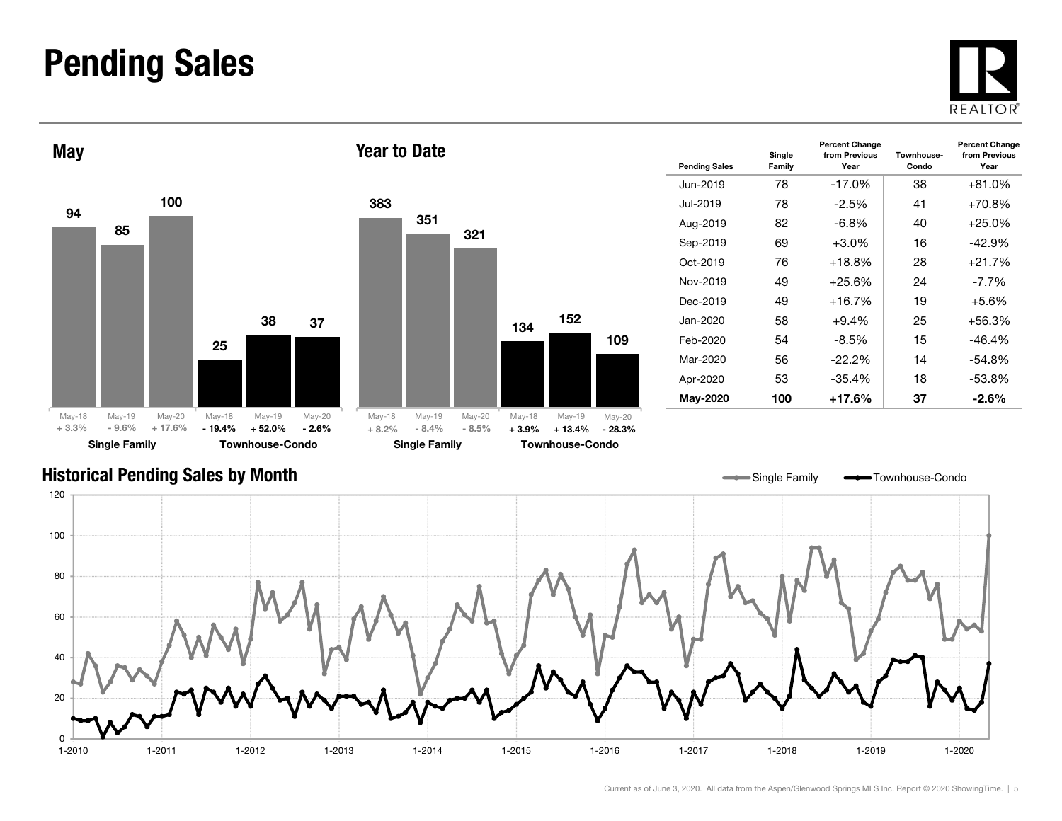# Pending Sales

## May

| | May-18 | May-19 | May-20 |
|---|---|---|---|
| Single Family | 94 | 85 | 100 |
| | + 3.3% | - 9.6% | + 17.6% |
| Townhouse-Condo | 25 | 38 | 37 |
| | - 19.4% | + 52.0% | - 2.6% |

## Year to Date

| | May-18 | May-19 | May-20 |
|---|---|---|---|
| Single Family | 383 | 351 | 321 |
| | + 8.2% | - 8.4% | - 8.5% |
| Townhouse-Condo | 134 | 152 | 109 |
| | + 3.9% | + 13.4% | - 28.3% |

| Pending Sales | Single Family | Percent Change from Previous Year | Townhouse-Condo | Percent Change from Previous Year |
|---|---|---|---|---|
| Jun-2019 | 78 | -17.0% | 38 | +81.0% |
| Jul-2019 | 78 | -2.5% | 41 | +70.8% |
| Aug-2019 | 82 | -6.8% | 40 | +25.0% |
| Sep-2019 | 69 | +3.0% | 16 | -42.9% |
| Oct-2019 | 76 | +18.8% | 28 | +21.7% |
| Nov-2019 | 49 | +25.6% | 24 | -7.7% |
| Dec-2019 | 49 | +16.7% | 19 | +5.6% |
| Jan-2020 | 58 | +9.4% | 25 | +56.3% |
| Feb-2020 | 54 | -8.5% | 15 | -46.4% |
| Mar-2020 | 56 | -22.2% | 14 | -54.8% |
| Apr-2020 | 53 | -35.4% | 18 | -53.8% |
| **May-2020** | **100** | **+17.6%** | **37** | **-2.6%** |

## Historical Pending Sales by Month

Single Family — Townhouse-Condo

Current as of June 3, 2020. All data from the Aspen/Glenwood Springs MLS Inc. Report © 2020 ShowingTime.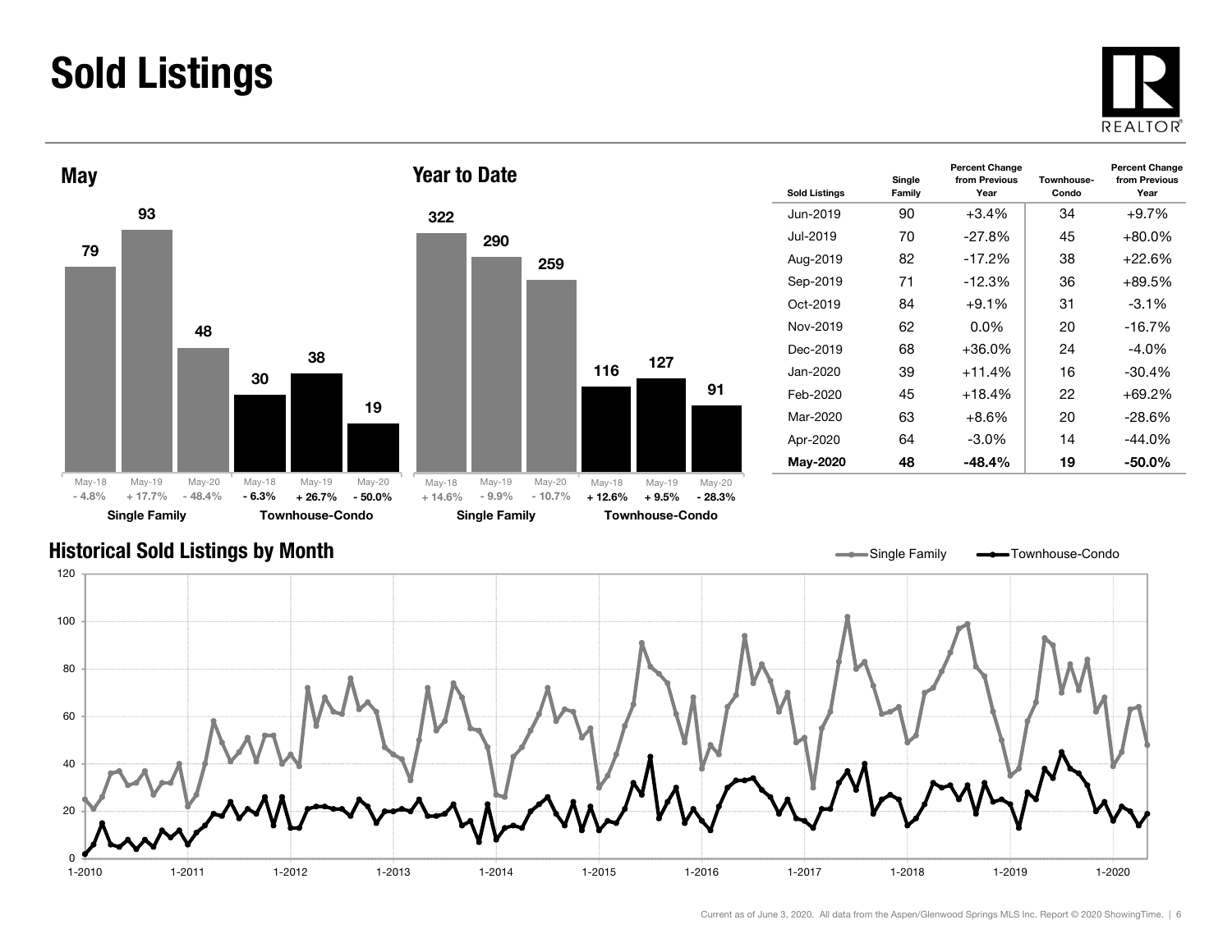# Sold Listings

## May

| | May-18 | May-19 | May-20 |
|---|---|---|---|
| Single Family | 79 | 93 | 48 |
| | - 4.8% | + 17.7% | - 48.4% |
| Townhouse-Condo | 30 | 38 | 19 |
| | - 6.3% | + 26.7% | - 50.0% |

## Year to Date

| | May-18 | May-19 | May-20 |
|---|---|---|---|
| Single Family | 322 | 290 | 259 |
| | + 14.6% | - 9.9% | - 10.7% |
| Townhouse-Condo | 116 | 127 | 91 |
| | + 12.6% | + 9.5% | - 28.3% |

| Sold Listings | Single Family | Percent Change from Previous Year | Townhouse-Condo | Percent Change from Previous Year |
|---|---|---|---|---|
| Jun-2019 | 90 | +3.4% | 34 | +9.7% |
| Jul-2019 | 70 | -27.8% | 45 | +80.0% |
| Aug-2019 | 82 | -17.2% | 38 | +22.6% |
| Sep-2019 | 71 | -12.3% | 36 | +89.5% |
| Oct-2019 | 84 | +9.1% | 31 | -3.1% |
| Nov-2019 | 62 | 0.0% | 20 | -16.7% |
| Dec-2019 | 68 | +36.0% | 24 | -4.0% |
| Jan-2020 | 39 | +11.4% | 16 | -30.4% |
| Feb-2020 | 45 | +18.4% | 22 | +69.2% |
| Mar-2020 | 63 | +8.6% | 20 | -28.6% |
| Apr-2020 | 64 | -3.0% | 14 | -44.0% |
| **May-2020** | **48** | **-48.4%** | **19** | **-50.0%** |

## Historical Sold Listings by Month

Single Family — Townhouse-Condo

Current as of June 3, 2020. All data from the Aspen/Glenwood Springs MLS Inc. Report © 2020 ShowingTime.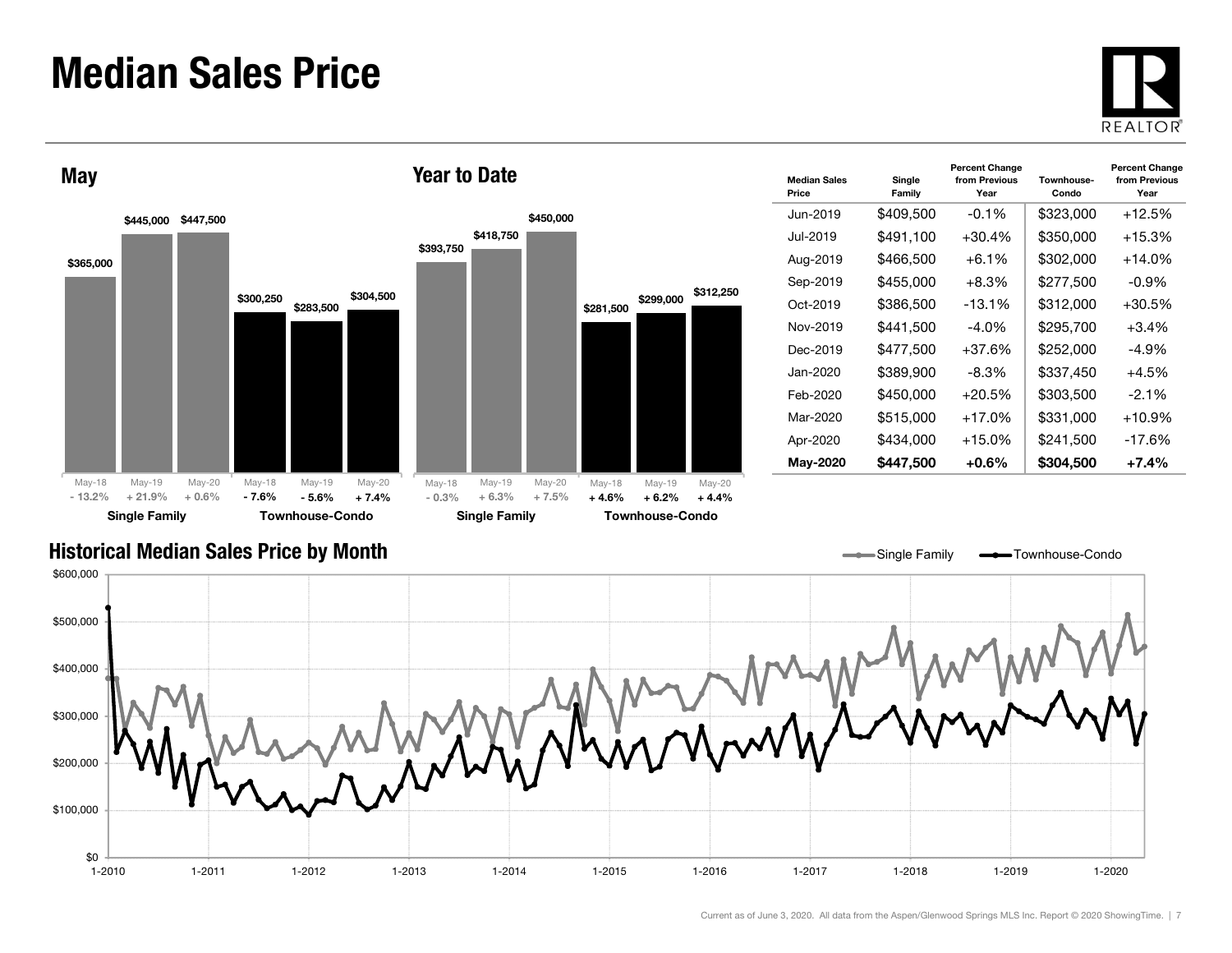# Median Sales Price

## May

| | May-18 | May-19 | May-20 |
|---|---|---|---|
| Single Family | $365,000 | $445,000 | $447,500 |
| Percent Change | - 13.2% | + 21.9% | + 0.6% |
| Townhouse-Condo | $300,250 | $283,500 | $304,500 |
| Percent Change | - 7.6% | - 5.6% | + 7.4% |

## Year to Date

| | May-18 | May-19 | May-20 |
|---|---|---|---|
| Single Family | $393,750 | $418,750 | $450,000 |
| Percent Change | - 0.3% | + 6.3% | + 7.5% |
| Townhouse-Condo | $281,500 | $299,000 | $312,250 |
| Percent Change | + 4.6% | + 6.2% | + 4.4% |

| Median Sales Price | Single Family | Percent Change from Previous Year | Townhouse-Condo | Percent Change from Previous Year |
|---|---|---|---|---|
| Jun-2019 | $409,500 | -0.1% | $323,000 | +12.5% |
| Jul-2019 | $491,100 | +30.4% | $350,000 | +15.3% |
| Aug-2019 | $466,500 | +6.1% | $302,000 | +14.0% |
| Sep-2019 | $455,000 | +8.3% | $277,500 | -0.9% |
| Oct-2019 | $386,500 | -13.1% | $312,000 | +30.5% |
| Nov-2019 | $441,500 | -4.0% | $295,700 | +3.4% |
| Dec-2019 | $477,500 | +37.6% | $252,000 | -4.9% |
| Jan-2020 | $389,900 | -8.3% | $337,450 | +4.5% |
| Feb-2020 | $450,000 | +20.5% | $303,500 | -2.1% |
| Mar-2020 | $515,000 | +17.0% | $331,000 | +10.9% |
| Apr-2020 | $434,000 | +15.0% | $241,500 | -17.6% |
| **May-2020** | **$447,500** | **+0.6%** | **$304,500** | **+7.4%** |

## Historical Median Sales Price by Month

Single Family — Townhouse-Condo

$600,000 · $500,000 · $400,000 · $300,000 · $200,000 · $100,000 · $0

1-2010 · 1-2011 · 1-2012 · 1-2013 · 1-2014 · 1-2015 · 1-2016 · 1-2017 · 1-2018 · 1-2019 · 1-2020

Current as of June 3, 2020. All data from the Aspen/Glenwood Springs MLS Inc. Report © 2020 ShowingTime.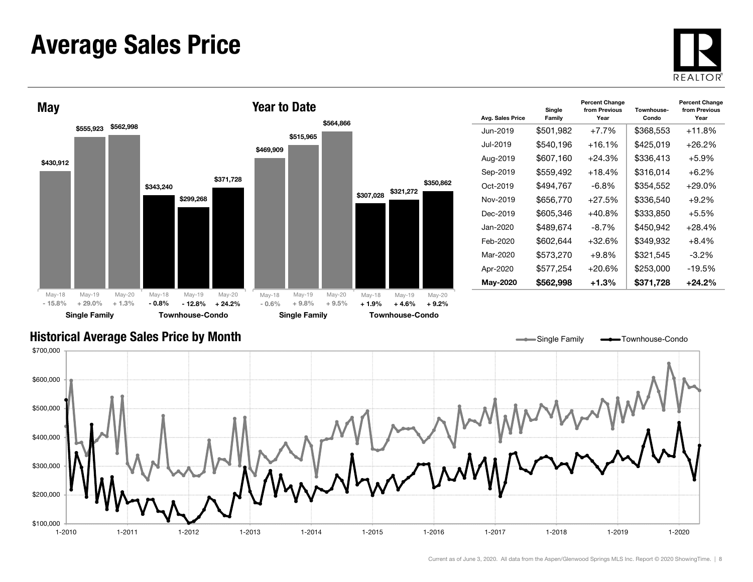# Average Sales Price

## May

| | May-18 | May-19 | May-20 |
|---|---|---|---|
| Single Family | $430,912 | $555,923 | $562,998 |
| | - 15.8% | + 29.0% | + 1.3% |
| Townhouse-Condo | $343,240 | $299,268 | $371,728 |
| | - 0.8% | - 12.8% | + 24.2% |

## Year to Date

| | May-18 | May-19 | May-20 |
|---|---|---|---|
| Single Family | $469,909 | $515,965 | $564,866 |
| | - 0.6% | + 9.8% | + 9.5% |
| Townhouse-Condo | $307,028 | $321,272 | $350,862 |
| | + 1.9% | + 4.6% | + 9.2% |

| Avg. Sales Price | Single Family | Percent Change from Previous Year | Townhouse-Condo | Percent Change from Previous Year |
|---|---|---|---|---|
| Jun-2019 | $501,982 | +7.7% | $368,553 | +11.8% |
| Jul-2019 | $540,196 | +16.1% | $425,019 | +26.2% |
| Aug-2019 | $607,160 | +24.3% | $336,413 | +5.9% |
| Sep-2019 | $559,492 | +18.4% | $316,014 | +6.2% |
| Oct-2019 | $494,767 | -6.8% | $354,552 | +29.0% |
| Nov-2019 | $656,770 | +27.5% | $336,540 | +9.2% |
| Dec-2019 | $605,346 | +40.8% | $333,850 | +5.5% |
| Jan-2020 | $489,674 | -8.7% | $450,942 | +28.4% |
| Feb-2020 | $602,644 | +32.6% | $349,932 | +8.4% |
| Mar-2020 | $573,270 | +9.8% | $321,545 | -3.2% |
| Apr-2020 | $577,254 | +20.6% | $253,000 | -19.5% |
| **May-2020** | **$562,998** | **+1.3%** | **$371,728** | **+24.2%** |

## Historical Average Sales Price by Month

Single Family / Townhouse-Condo

$700,000 · $600,000 · $500,000 · $400,000 · $300,000 · $200,000 · $100,000

1-2010 · 1-2011 · 1-2012 · 1-2013 · 1-2014 · 1-2015 · 1-2016 · 1-2017 · 1-2018 · 1-2019 · 1-2020

Current as of June 3, 2020. All data from the Aspen/Glenwood Springs MLS Inc. Report © 2020 ShowingTime.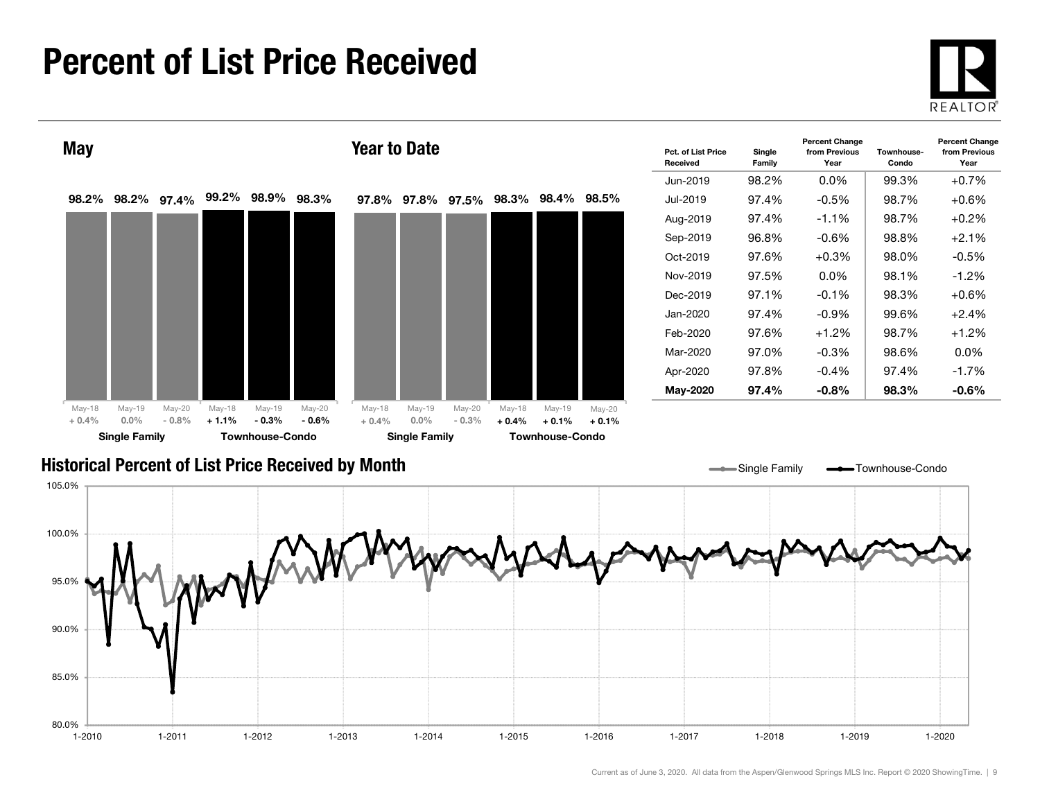# Percent of List Price Received

REALTOR®

## May

| | May-18 | May-19 | May-20 |
|---|---|---|---|
| Single Family | 98.2% (+ 0.4%) | 98.2% (0.0%) | 97.4% (- 0.8%) |
| Townhouse-Condo | 99.2% (+ 1.1%) | 98.9% (- 0.3%) | 98.3% (- 0.6%) |

## Year to Date

| | May-18 | May-19 | May-20 |
|---|---|---|---|
| Single Family | 97.8% (+ 0.4%) | 97.8% (0.0%) | 97.5% (- 0.3%) |
| Townhouse-Condo | 98.3% (+ 0.4%) | 98.4% (+ 0.1%) | 98.5% (+ 0.1%) |

| Pct. of List Price Received | Single Family | Percent Change from Previous Year | Townhouse-Condo | Percent Change from Previous Year |
|---|---|---|---|---|
| Jun-2019 | 98.2% | 0.0% | 99.3% | +0.7% |
| Jul-2019 | 97.4% | -0.5% | 98.7% | +0.6% |
| Aug-2019 | 97.4% | -1.1% | 98.7% | +0.2% |
| Sep-2019 | 96.8% | -0.6% | 98.8% | +2.1% |
| Oct-2019 | 97.6% | +0.3% | 98.0% | -0.5% |
| Nov-2019 | 97.5% | 0.0% | 98.1% | -1.2% |
| Dec-2019 | 97.1% | -0.1% | 98.3% | +0.6% |
| Jan-2020 | 97.4% | -0.9% | 99.6% | +2.4% |
| Feb-2020 | 97.6% | +1.2% | 98.7% | +1.2% |
| Mar-2020 | 97.0% | -0.3% | 98.6% | 0.0% |
| Apr-2020 | 97.8% | -0.4% | 97.4% | -1.7% |
| **May-2020** | **97.4%** | **-0.8%** | **98.3%** | **-0.6%** |

## Historical Percent of List Price Received by Month

Single Family — Townhouse-Condo

Current as of June 3, 2020. All data from the Aspen/Glenwood Springs MLS Inc. Report © 2020 ShowingTime.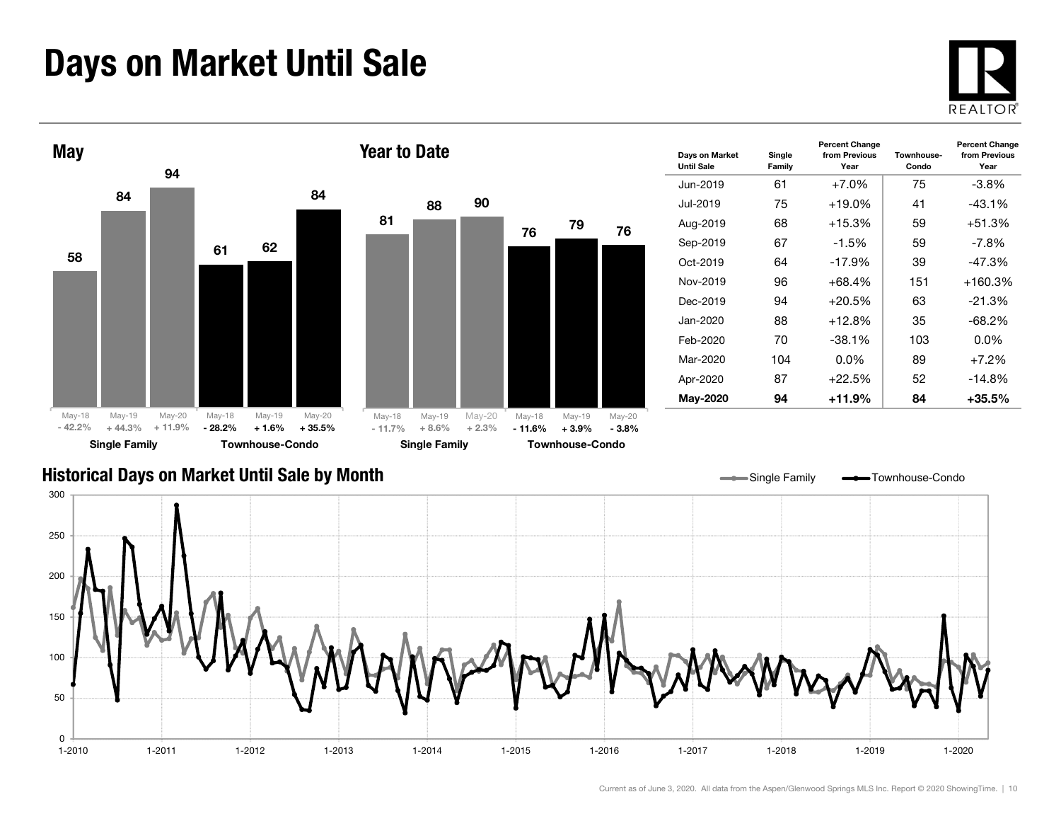# Days on Market Until Sale

## May

| | May-18 | May-19 | May-20 |
|---|---|---|---|
| Single Family | 58 | 84 | 94 |
| | - 42.2% | + 44.3% | + 11.9% |
| Townhouse-Condo | 61 | 62 | 84 |
| | - 28.2% | + 1.6% | + 35.5% |

## Year to Date

| | May-18 | May-19 | May-20 |
|---|---|---|---|
| Single Family | 81 | 88 | 90 |
| | - 11.7% | + 8.6% | + 2.3% |
| Townhouse-Condo | 76 | 79 | 76 |
| | - 11.6% | + 3.9% | - 3.8% |

| Days on Market Until Sale | Single Family | Percent Change from Previous Year | Townhouse-Condo | Percent Change from Previous Year |
|---|---|---|---|---|
| Jun-2019 | 61 | +7.0% | 75 | -3.8% |
| Jul-2019 | 75 | +19.0% | 41 | -43.1% |
| Aug-2019 | 68 | +15.3% | 59 | +51.3% |
| Sep-2019 | 67 | -1.5% | 59 | -7.8% |
| Oct-2019 | 64 | -17.9% | 39 | -47.3% |
| Nov-2019 | 96 | +68.4% | 151 | +160.3% |
| Dec-2019 | 94 | +20.5% | 63 | -21.3% |
| Jan-2020 | 88 | +12.8% | 35 | -68.2% |
| Feb-2020 | 70 | -38.1% | 103 | 0.0% |
| Mar-2020 | 104 | 0.0% | 89 | +7.2% |
| Apr-2020 | 87 | +22.5% | 52 | -14.8% |
| **May-2020** | **94** | **+11.9%** | **84** | **+35.5%** |

## Historical Days on Market Until Sale by Month

Current as of June 3, 2020. All data from the Aspen/Glenwood Springs MLS Inc. Report © 2020 ShowingTime.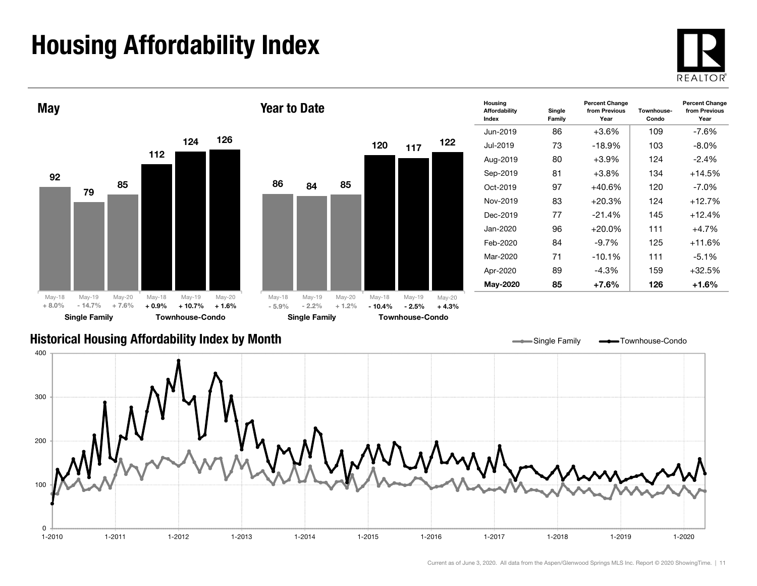# Housing Affordability Index

## May

| | May-18 | May-19 | May-20 |
|---|---|---|---|
| Single Family | 92 | 79 | 85 |
| | + 8.0% | - 14.7% | + 7.6% |
| Townhouse-Condo | 112 | 124 | 126 |
| | + 0.9% | + 10.7% | + 1.6% |

## Year to Date

| | May-18 | May-19 | May-20 |
|---|---|---|---|
| Single Family | 86 | 84 | 85 |
| | - 5.9% | - 2.2% | + 1.2% |
| Townhouse-Condo | 120 | 117 | 122 |
| | - 10.4% | - 2.5% | + 4.3% |

| Housing Affordability Index | Single Family | Percent Change from Previous Year | Townhouse-Condo | Percent Change from Previous Year |
|---|---|---|---|---|
| Jun-2019 | 86 | +3.6% | 109 | -7.6% |
| Jul-2019 | 73 | -18.9% | 103 | -8.0% |
| Aug-2019 | 80 | +3.9% | 124 | -2.4% |
| Sep-2019 | 81 | +3.8% | 134 | +14.5% |
| Oct-2019 | 97 | +40.6% | 120 | -7.0% |
| Nov-2019 | 83 | +20.3% | 124 | +12.7% |
| Dec-2019 | 77 | -21.4% | 145 | +12.4% |
| Jan-2020 | 96 | +20.0% | 111 | +4.7% |
| Feb-2020 | 84 | -9.7% | 125 | +11.6% |
| Mar-2020 | 71 | -10.1% | 111 | -5.1% |
| Apr-2020 | 89 | -4.3% | 159 | +32.5% |
| **May-2020** | **85** | **+7.6%** | **126** | **+1.6%** |

## Historical Housing Affordability Index by Month

Single Family — Townhouse-Condo

Current as of June 3, 2020. All data from the Aspen/Glenwood Springs MLS Inc. Report © 2020 ShowingTime.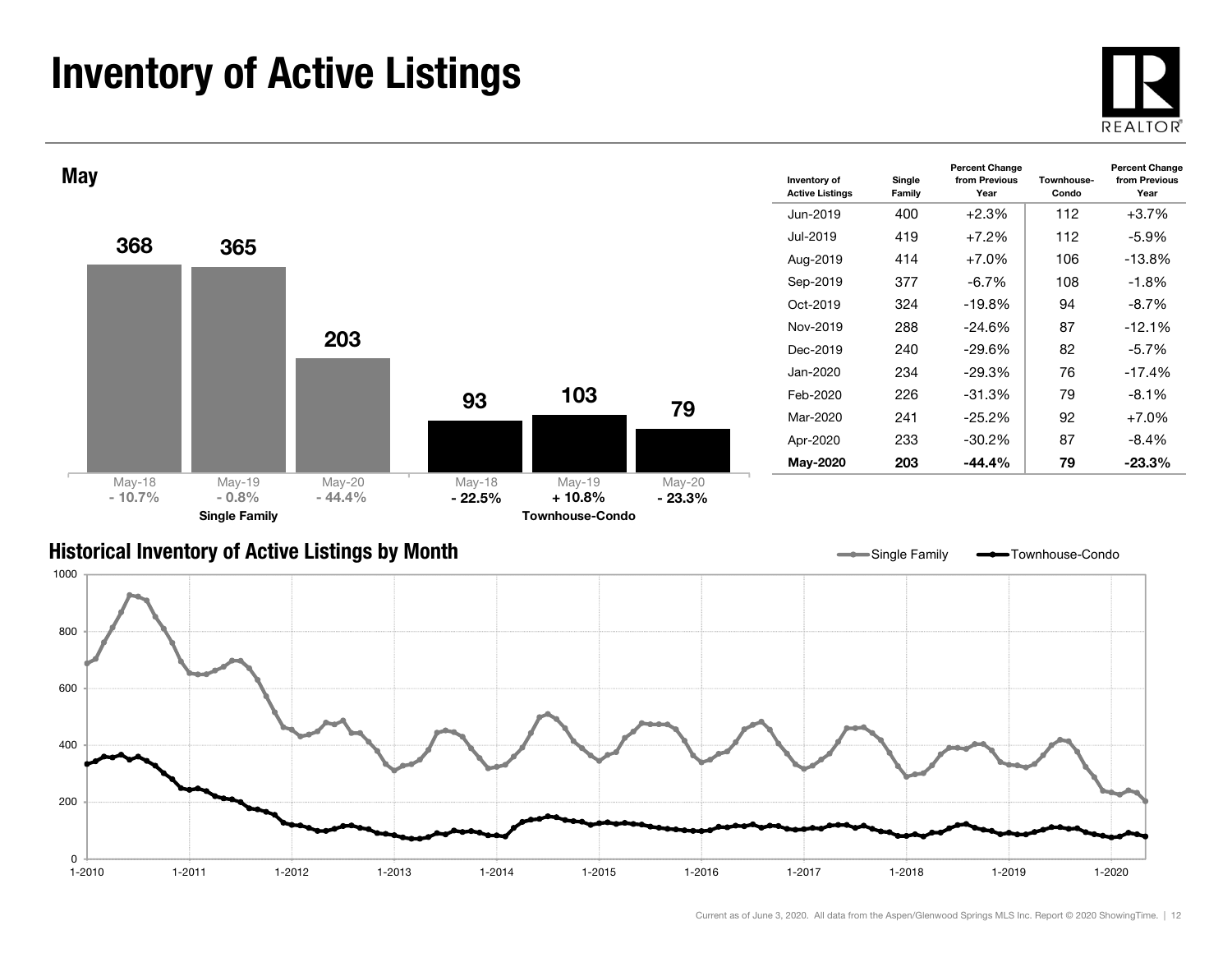# Inventory of Active Listings

## May

| | May-18 | May-19 | May-20 |
|---|---|---|---|
| Single Family | 368 | 365 | 203 |
| | - 10.7% | - 0.8% | - 44.4% |
| Townhouse-Condo | 93 | 103 | 79 |
| | - 22.5% | + 10.8% | - 23.3% |

| Inventory of Active Listings | Single Family | Percent Change from Previous Year | Townhouse-Condo | Percent Change from Previous Year |
|---|---|---|---|---|
| Jun-2019 | 400 | +2.3% | 112 | +3.7% |
| Jul-2019 | 419 | +7.2% | 112 | -5.9% |
| Aug-2019 | 414 | +7.0% | 106 | -13.8% |
| Sep-2019 | 377 | -6.7% | 108 | -1.8% |
| Oct-2019 | 324 | -19.8% | 94 | -8.7% |
| Nov-2019 | 288 | -24.6% | 87 | -12.1% |
| Dec-2019 | 240 | -29.6% | 82 | -5.7% |
| Jan-2020 | 234 | -29.3% | 76 | -17.4% |
| Feb-2020 | 226 | -31.3% | 79 | -8.1% |
| Mar-2020 | 241 | -25.2% | 92 | +7.0% |
| Apr-2020 | 233 | -30.2% | 87 | -8.4% |
| **May-2020** | **203** | **-44.4%** | **79** | **-23.3%** |

## Historical Inventory of Active Listings by Month

Single Family — Townhouse-Condo

Current as of June 3, 2020. All data from the Aspen/Glenwood Springs MLS Inc. Report © 2020 ShowingTime.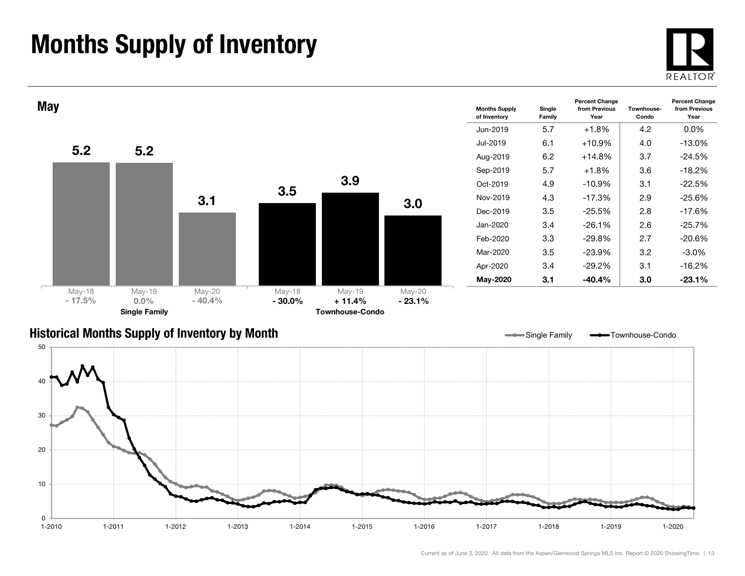# Months Supply of Inventory

## May

| | May-18 | May-19 | May-20 |
|---|---|---|---|
| Single Family | 5.2 | 5.2 | 3.1 |
| Percent Change | - 17.5% | 0.0% | - 40.4% |
| Townhouse-Condo | 3.5 | 3.9 | 3.0 |
| Percent Change | - 30.0% | + 11.4% | - 23.1% |

| Months Supply of Inventory | Single Family | Percent Change from Previous Year | Townhouse-Condo | Percent Change from Previous Year |
|---|---|---|---|---|
| Jun-2019 | 5.7 | +1.8% | 4.2 | 0.0% |
| Jul-2019 | 6.1 | +10.9% | 4.0 | -13.0% |
| Aug-2019 | 6.2 | +14.8% | 3.7 | -24.5% |
| Sep-2019 | 5.7 | +1.8% | 3.6 | -18.2% |
| Oct-2019 | 4.9 | -10.9% | 3.1 | -22.5% |
| Nov-2019 | 4.3 | -17.3% | 2.9 | -25.6% |
| Dec-2019 | 3.5 | -25.5% | 2.8 | -17.6% |
| Jan-2020 | 3.4 | -26.1% | 2.6 | -25.7% |
| Feb-2020 | 3.3 | -29.8% | 2.7 | -20.6% |
| Mar-2020 | 3.5 | -23.9% | 3.2 | -3.0% |
| Apr-2020 | 3.4 | -29.2% | 3.1 | -16.2% |
| **May-2020** | **3.1** | **-40.4%** | **3.0** | **-23.1%** |

## Historical Months Supply of Inventory by Month

Single Family — Townhouse-Condo

Current as of June 3, 2020. All data from the Aspen/Glenwood Springs MLS Inc. Report © 2020 ShowingTime.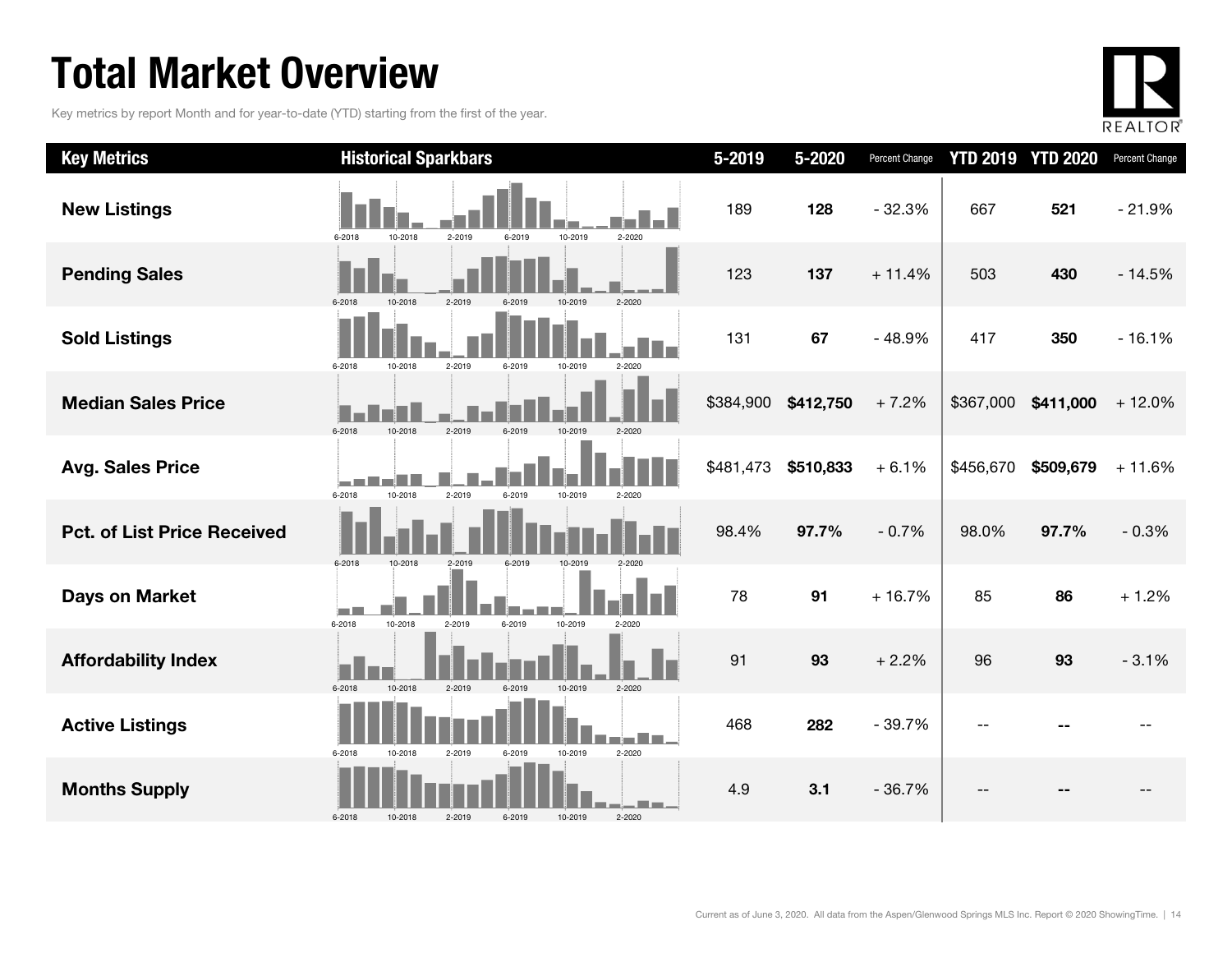# Total Market Overview

Key metrics by report Month and for year-to-date (YTD) starting from the first of the year.

| Key Metrics | Historical Sparkbars | 5-2019 | 5-2020 | Percent Change | YTD 2019 | YTD 2020 | Percent Change |
|---|---|---|---|---|---|---|---|
| **New Listings** | 6-2018 10-2018 2-2019 6-2019 10-2019 2-2020 | 189 | **128** | - 32.3% | 667 | **521** | - 21.9% |
| **Pending Sales** | 6-2018 10-2018 2-2019 6-2019 10-2019 2-2020 | 123 | **137** | + 11.4% | 503 | **430** | - 14.5% |
| **Sold Listings** | 6-2018 10-2018 2-2019 6-2019 10-2019 2-2020 | 131 | **67** | - 48.9% | 417 | **350** | - 16.1% |
| **Median Sales Price** | 6-2018 10-2018 2-2019 6-2019 10-2019 2-2020 | $384,900 | **$412,750** | + 7.2% | $367,000 | **$411,000** | + 12.0% |
| **Avg. Sales Price** | 6-2018 10-2018 2-2019 6-2019 10-2019 2-2020 | $481,473 | **$510,833** | + 6.1% | $456,670 | **$509,679** | + 11.6% |
| **Pct. of List Price Received** | 6-2018 10-2018 2-2019 6-2019 10-2019 2-2020 | 98.4% | **97.7%** | - 0.7% | 98.0% | **97.7%** | - 0.3% |
| **Days on Market** | 6-2018 10-2018 2-2019 6-2019 10-2019 2-2020 | 78 | **91** | + 16.7% | 85 | **86** | + 1.2% |
| **Affordability Index** | 6-2018 10-2018 2-2019 6-2019 10-2019 2-2020 | 91 | **93** | + 2.2% | 96 | **93** | - 3.1% |
| **Active Listings** | 6-2018 10-2018 2-2019 6-2019 10-2019 2-2020 | 468 | **282** | - 39.7% | -- | **--** | -- |
| **Months Supply** | 6-2018 10-2018 2-2019 6-2019 10-2019 2-2020 | 4.9 | **3.1** | - 36.7% | -- | **--** | -- |

Current as of June 3, 2020. All data from the Aspen/Glenwood Springs MLS Inc. Report © 2020 ShowingTime.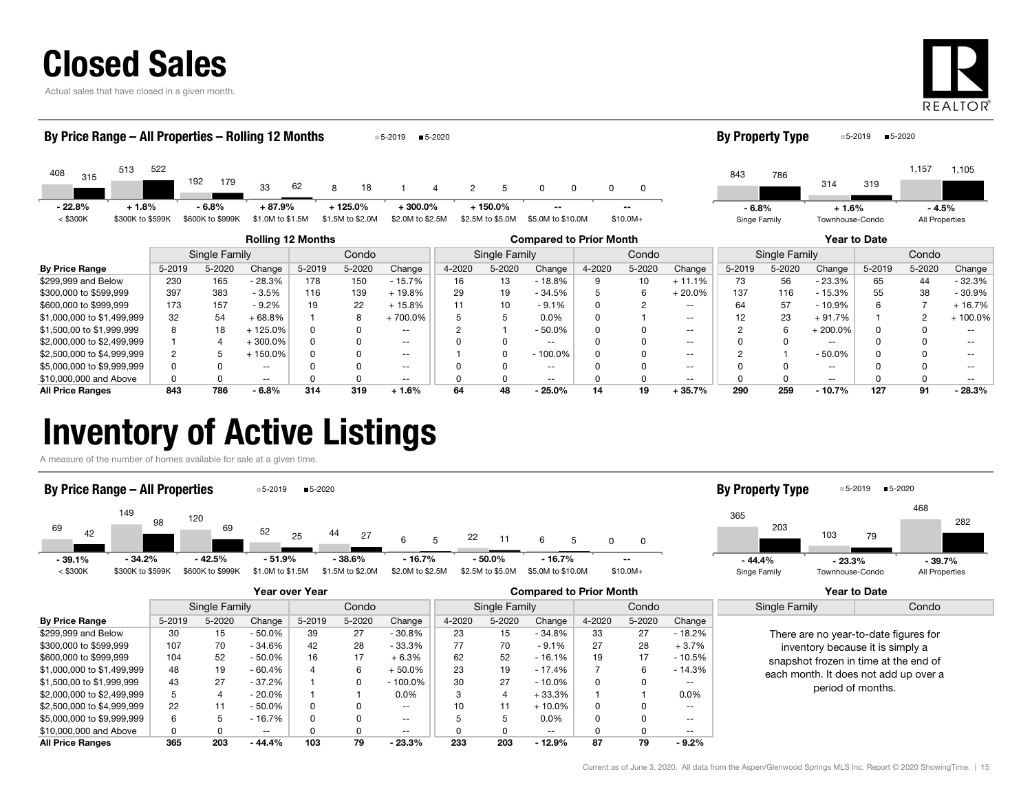# Closed Sales

Actual sales that have closed in a given month.

### By Price Range – All Properties – Rolling 12 Months

| | < \$300K | \$300K to \$599K | \$600K to \$999K | \$1.0M to \$1.5M | \$1.5M to \$2.0M | \$2.0M to \$2.5M | \$2.5M to \$5.0M | \$5.0M to \$10.0M | \$10.0M+ |
|---|---|---|---|---|---|---|---|---|---|
| 5-2019 | 408 | 513 | 192 | 33 | 8 | 1 | 2 | 0 | 0 |
| 5-2020 | 315 | 522 | 179 | 62 | 18 | 4 | 5 | 0 | 0 |
| Change | - 22.8% | + 1.8% | - 6.8% | + 87.9% | + 125.0% | + 300.0% | + 150.0% | -- | -- |

### By Property Type

| | Singe Family | Townhouse-Condo | All Properties |
|---|---|---|---|
| 5-2019 | 843 | 314 | 1,157 |
| 5-2020 | 786 | 319 | 1,105 |
| Change | - 6.8% | + 1.6% | - 4.5% |

| | Rolling 12 Months | | | | | | Compared to Prior Month | | | | | | Year to Date | | | | | |
|---|---|---|---|---|---|---|---|---|---|---|---|---|---|---|---|---|---|---|
| | Single Family | | | Condo | | | Single Family | | | Condo | | | Single Family | | | Condo | | |
| By Price Range | 5-2019 | 5-2020 | Change | 5-2019 | 5-2020 | Change | 4-2020 | 5-2020 | Change | 4-2020 | 5-2020 | Change | 5-2019 | 5-2020 | Change | 5-2019 | 5-2020 | Change |
| \$299,999 and Below | 230 | 165 | - 28.3% | 178 | 150 | - 15.7% | 16 | 13 | - 18.8% | 9 | 10 | + 11.1% | 73 | 56 | - 23.3% | 65 | 44 | - 32.3% |
| \$300,000 to \$599,999 | 397 | 383 | - 3.5% | 116 | 139 | + 19.8% | 29 | 19 | - 34.5% | 5 | 6 | + 20.0% | 137 | 116 | - 15.3% | 55 | 38 | - 30.9% |
| \$600,000 to \$999,999 | 173 | 157 | - 9.2% | 19 | 22 | + 15.8% | 11 | 10 | - 9.1% | 0 | 2 | -- | 64 | 57 | - 10.9% | 6 | 7 | + 16.7% |
| \$1,000,000 to \$1,499,999 | 32 | 54 | + 68.8% | 1 | 8 | + 700.0% | 5 | 5 | 0.0% | 0 | 1 | -- | 12 | 23 | + 91.7% | 1 | 2 | + 100.0% |
| \$1,500,00 to \$1,999,999 | 8 | 18 | + 125.0% | 0 | 0 | -- | 2 | 1 | - 50.0% | 0 | 0 | -- | 2 | 6 | + 200.0% | 0 | 0 | -- |
| \$2,000,000 to \$2,499,999 | 1 | 4 | + 300.0% | 0 | 0 | -- | 0 | 0 | -- | 0 | 0 | -- | 0 | 0 | -- | 0 | 0 | -- |
| \$2,500,000 to \$4,999,999 | 2 | 5 | + 150.0% | 0 | 0 | -- | 1 | 0 | - 100.0% | 0 | 0 | -- | 2 | 1 | - 50.0% | 0 | 0 | -- |
| \$5,000,000 to \$9,999,999 | 0 | 0 | -- | 0 | 0 | -- | 0 | 0 | -- | 0 | 0 | -- | 0 | 0 | -- | 0 | 0 | -- |
| \$10,000,000 and Above | 0 | 0 | -- | 0 | 0 | -- | 0 | 0 | -- | 0 | 0 | -- | 0 | 0 | -- | 0 | 0 | -- |
| **All Price Ranges** | **843** | **786** | **- 6.8%** | **314** | **319** | **+ 1.6%** | **64** | **48** | **- 25.0%** | **14** | **19** | **+ 35.7%** | **290** | **259** | **- 10.7%** | **127** | **91** | **- 28.3%** |

# Inventory of Active Listings

A measure of the number of homes available for sale at a given time.

### By Price Range – All Properties

| | < \$300K | \$300K to \$599K | \$600K to \$999K | \$1.0M to \$1.5M | \$1.5M to \$2.0M | \$2.0M to \$2.5M | \$2.5M to \$5.0M | \$5.0M to \$10.0M | \$10.0M+ |
|---|---|---|---|---|---|---|---|---|---|
| 5-2019 | 69 | 149 | 120 | 52 | 44 | 6 | 22 | 6 | 0 |
| 5-2020 | 42 | 98 | 69 | 25 | 27 | 5 | 11 | 5 | 0 |
| Change | - 39.1% | - 34.2% | - 42.5% | - 51.9% | - 38.6% | - 16.7% | - 50.0% | - 16.7% | -- |

### By Property Type

| | Singe Family | Townhouse-Condo | All Properties |
|---|---|---|---|
| 5-2019 | 365 | 103 | 468 |
| 5-2020 | 203 | 79 | 282 |
| Change | - 44.4% | - 23.3% | - 39.7% |

| | Year over Year | | | | | | Compared to Prior Month | | | | | |
|---|---|---|---|---|---|---|---|---|---|---|---|---|
| | Single Family | | | Condo | | | Single Family | | | Condo | | |
| By Price Range | 5-2019 | 5-2020 | Change | 5-2019 | 5-2020 | Change | 4-2020 | 5-2020 | Change | 4-2020 | 5-2020 | Change |
| \$299,999 and Below | 30 | 15 | - 50.0% | 39 | 27 | - 30.8% | 23 | 15 | - 34.8% | 33 | 27 | - 18.2% |
| \$300,000 to \$599,999 | 107 | 70 | - 34.6% | 42 | 28 | - 33.3% | 77 | 70 | - 9.1% | 27 | 28 | + 3.7% |
| \$600,000 to \$999,999 | 104 | 52 | - 50.0% | 16 | 17 | + 6.3% | 62 | 52 | - 16.1% | 19 | 17 | - 10.5% |
| \$1,000,000 to \$1,499,999 | 48 | 19 | - 60.4% | 4 | 6 | + 50.0% | 23 | 19 | - 17.4% | 7 | 6 | - 14.3% |
| \$1,500,00 to \$1,999,999 | 43 | 27 | - 37.2% | 1 | 0 | - 100.0% | 30 | 27 | - 10.0% | 0 | 0 | -- |
| \$2,000,000 to \$2,499,999 | 5 | 4 | - 20.0% | 1 | 1 | 0.0% | 3 | 4 | + 33.3% | 1 | 1 | 0.0% |
| \$2,500,000 to \$4,999,999 | 22 | 11 | - 50.0% | 0 | 0 | -- | 10 | 11 | + 10.0% | 0 | 0 | -- |
| \$5,000,000 to \$9,999,999 | 6 | 5 | - 16.7% | 0 | 0 | -- | 5 | 5 | 0.0% | 0 | 0 | -- |
| \$10,000,000 and Above | 0 | 0 | -- | 0 | 0 | -- | 0 | 0 | -- | 0 | 0 | -- |
| **All Price Ranges** | **365** | **203** | **- 44.4%** | **103** | **79** | **- 23.3%** | **233** | **203** | **- 12.9%** | **87** | **79** | **- 9.2%** |

**Year to Date** (Single Family / Condo)

There are no year-to-date figures for inventory because it is simply a snapshot frozen in time at the end of each month. It does not add up over a period of months.

Current as of June 3, 2020. All data from the Aspen/Glenwood Springs MLS Inc. Report © 2020 ShowingTime.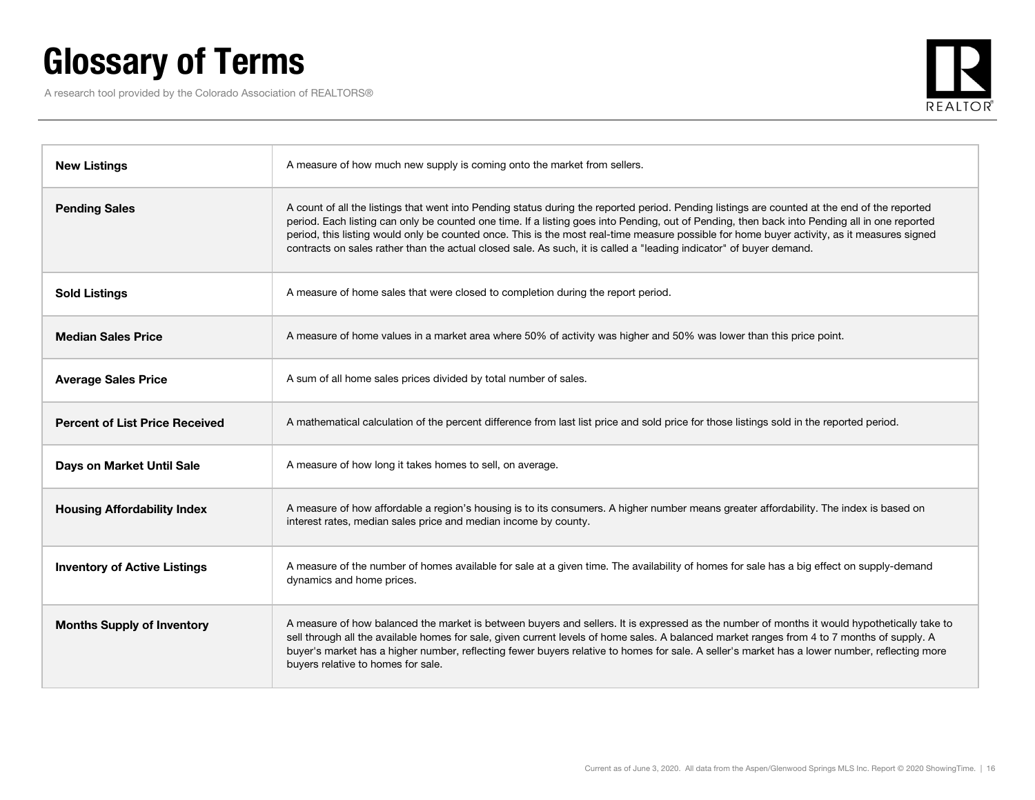# Glossary of Terms

A research tool provided by the Colorado Association of REALTORS®

| | |
|---|---|
| **New Listings** | A measure of how much new supply is coming onto the market from sellers. |
| **Pending Sales** | A count of all the listings that went into Pending status during the reported period. Pending listings are counted at the end of the reported period. Each listing can only be counted one time. If a listing goes into Pending, out of Pending, then back into Pending all in one reported period, this listing would only be counted once. This is the most real-time measure possible for home buyer activity, as it measures signed contracts on sales rather than the actual closed sale. As such, it is called a "leading indicator" of buyer demand. |
| **Sold Listings** | A measure of home sales that were closed to completion during the report period. |
| **Median Sales Price** | A measure of home values in a market area where 50% of activity was higher and 50% was lower than this price point. |
| **Average Sales Price** | A sum of all home sales prices divided by total number of sales. |
| **Percent of List Price Received** | A mathematical calculation of the percent difference from last list price and sold price for those listings sold in the reported period. |
| **Days on Market Until Sale** | A measure of how long it takes homes to sell, on average. |
| **Housing Affordability Index** | A measure of how affordable a region's housing is to its consumers. A higher number means greater affordability. The index is based on interest rates, median sales price and median income by county. |
| **Inventory of Active Listings** | A measure of the number of homes available for sale at a given time. The availability of homes for sale has a big effect on supply-demand dynamics and home prices. |
| **Months Supply of Inventory** | A measure of how balanced the market is between buyers and sellers. It is expressed as the number of months it would hypothetically take to sell through all the available homes for sale, given current levels of home sales. A balanced market ranges from 4 to 7 months of supply. A buyer's market has a higher number, reflecting fewer buyers relative to homes for sale. A seller's market has a lower number, reflecting more buyers relative to homes for sale. |

Current as of June 3, 2020. All data from the Aspen/Glenwood Springs MLS Inc. Report © 2020 ShowingTime.